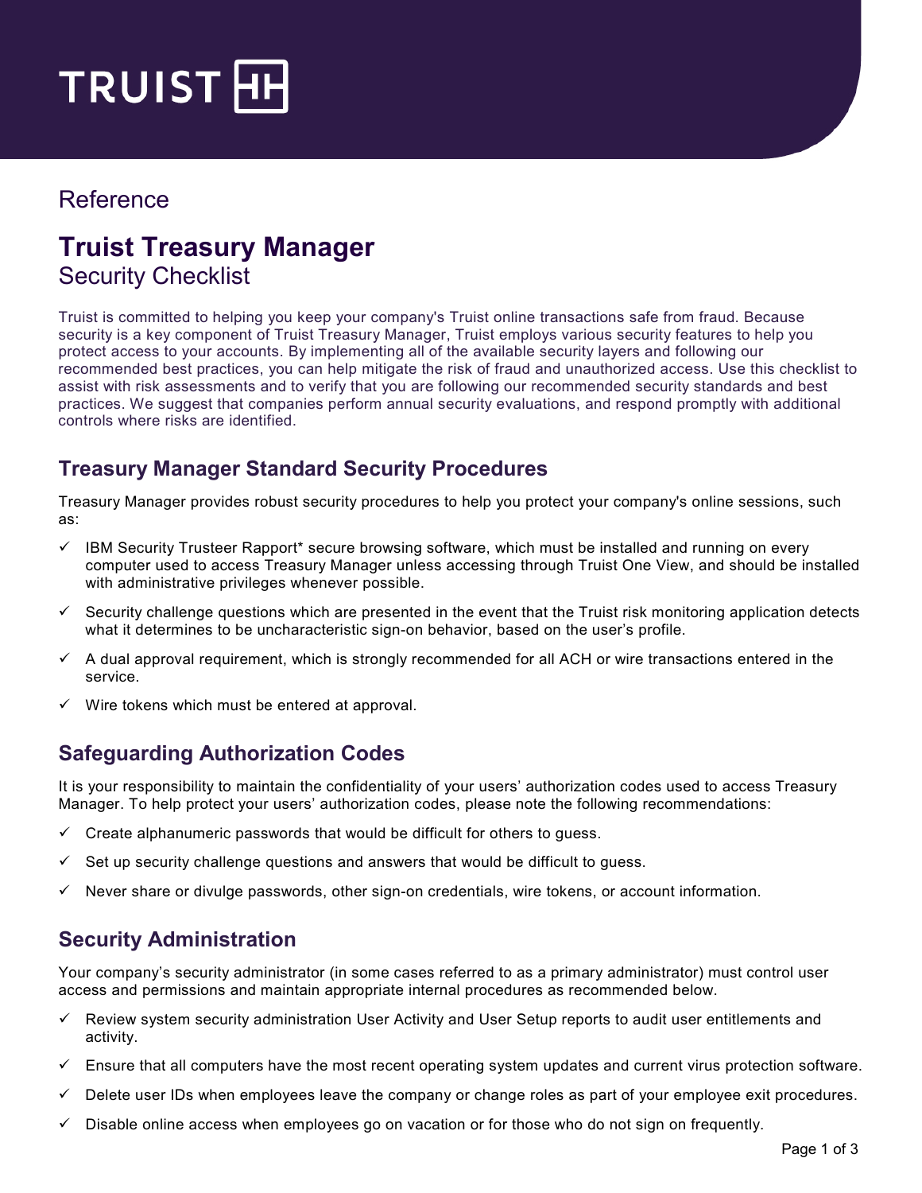TRUIST

Reference

# Truist Treasury Manager

Security Checklist

Truist is committed to helping you keep your company's Truist online transactions safe from fraud. Because security is a key component of Truist Treasury Manager, Truist employs various security features to help you protect access to your accounts. By implementing all of the available security layers and following our recommended best practices, you can help mitigate the risk of fraud and unauthorized access. Use this checklist to assist with risk assessments and to verify that you are following our recommended security standards and best practices. We suggest that companies perform annual security evaluations, and respond promptly with additional controls where risks are identified.

## Treasury Manager Standard Security Procedures

Treasury Manager provides robust security procedures to help you protect your company's online sessions, such as:

- ✓ IBM Security Trusteer Rapport* secure browsing software, which must be installed and running on every computer used to access Treasury Manager unless accessing through Truist One View, and should be installed with administrative privileges whenever possible.
- ✓ Security challenge questions which are presented in the event that the Truist risk monitoring application detects what it determines to be uncharacteristic sign-on behavior, based on the user's profile.
- ✓ A dual approval requirement, which is strongly recommended for all ACH or wire transactions entered in the service.
- ✓ Wire tokens which must be entered at approval.

## Safeguarding Authorization Codes

It is your responsibility to maintain the confidentiality of your users' authorization codes used to access Treasury Manager. To help protect your users' authorization codes, please note the following recommendations:

- ✓ Create alphanumeric passwords that would be difficult for others to guess.
- ✓ Set up security challenge questions and answers that would be difficult to guess.
- ✓ Never share or divulge passwords, other sign-on credentials, wire tokens, or account information.

## Security Administration

Your company's security administrator (in some cases referred to as a primary administrator) must control user access and permissions and maintain appropriate internal procedures as recommended below.

- ✓ Review system security administration User Activity and User Setup reports to audit user entitlements and activity.
- ✓ Ensure that all computers have the most recent operating system updates and current virus protection software.
- ✓ Delete user IDs when employees leave the company or change roles as part of your employee exit procedures.
- ✓ Disable online access when employees go on vacation or for those who do not sign on frequently.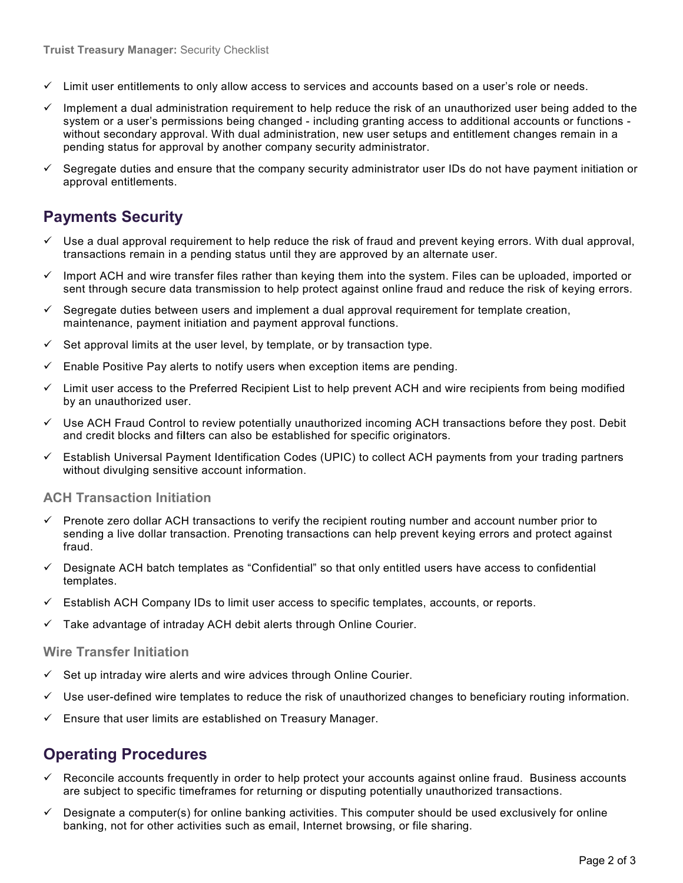- ✓ Limit user entitlements to only allow access to services and accounts based on a user's role or needs.
- ✓ Implement a dual administration requirement to help reduce the risk of an unauthorized user being added to the system or a user's permissions being changed - including granting access to additional accounts or functions - without secondary approval. With dual administration, new user setups and entitlement changes remain in a pending status for approval by another company security administrator.
- ✓ Segregate duties and ensure that the company security administrator user IDs do not have payment initiation or approval entitlements.

## Payments Security

- ✓ Use a dual approval requirement to help reduce the risk of fraud and prevent keying errors. With dual approval, transactions remain in a pending status until they are approved by an alternate user.
- ✓ Import ACH and wire transfer files rather than keying them into the system. Files can be uploaded, imported or sent through secure data transmission to help protect against online fraud and reduce the risk of keying errors.
- ✓ Segregate duties between users and implement a dual approval requirement for template creation, maintenance, payment initiation and payment approval functions.
- ✓ Set approval limits at the user level, by template, or by transaction type.
- ✓ Enable Positive Pay alerts to notify users when exception items are pending.
- ✓ Limit user access to the Preferred Recipient List to help prevent ACH and wire recipients from being modified by an unauthorized user.
- ✓ Use ACH Fraud Control to review potentially unauthorized incoming ACH transactions before they post. Debit and credit blocks and filters can also be established for specific originators.
- ✓ Establish Universal Payment Identification Codes (UPIC) to collect ACH payments from your trading partners without divulging sensitive account information.

### ACH Transaction Initiation

- ✓ Prenote zero dollar ACH transactions to verify the recipient routing number and account number prior to sending a live dollar transaction. Prenoting transactions can help prevent keying errors and protect against fraud.
- ✓ Designate ACH batch templates as "Confidential" so that only entitled users have access to confidential templates.
- ✓ Establish ACH Company IDs to limit user access to specific templates, accounts, or reports.
- ✓ Take advantage of intraday ACH debit alerts through Online Courier.

### Wire Transfer Initiation

- ✓ Set up intraday wire alerts and wire advices through Online Courier.
- ✓ Use user-defined wire templates to reduce the risk of unauthorized changes to beneficiary routing information.
- ✓ Ensure that user limits are established on Treasury Manager.

## Operating Procedures

- ✓ Reconcile accounts frequently in order to help protect your accounts against online fraud. Business accounts are subject to specific timeframes for returning or disputing potentially unauthorized transactions.
- ✓ Designate a computer(s) for online banking activities. This computer should be used exclusively for online banking, not for other activities such as email, Internet browsing, or file sharing.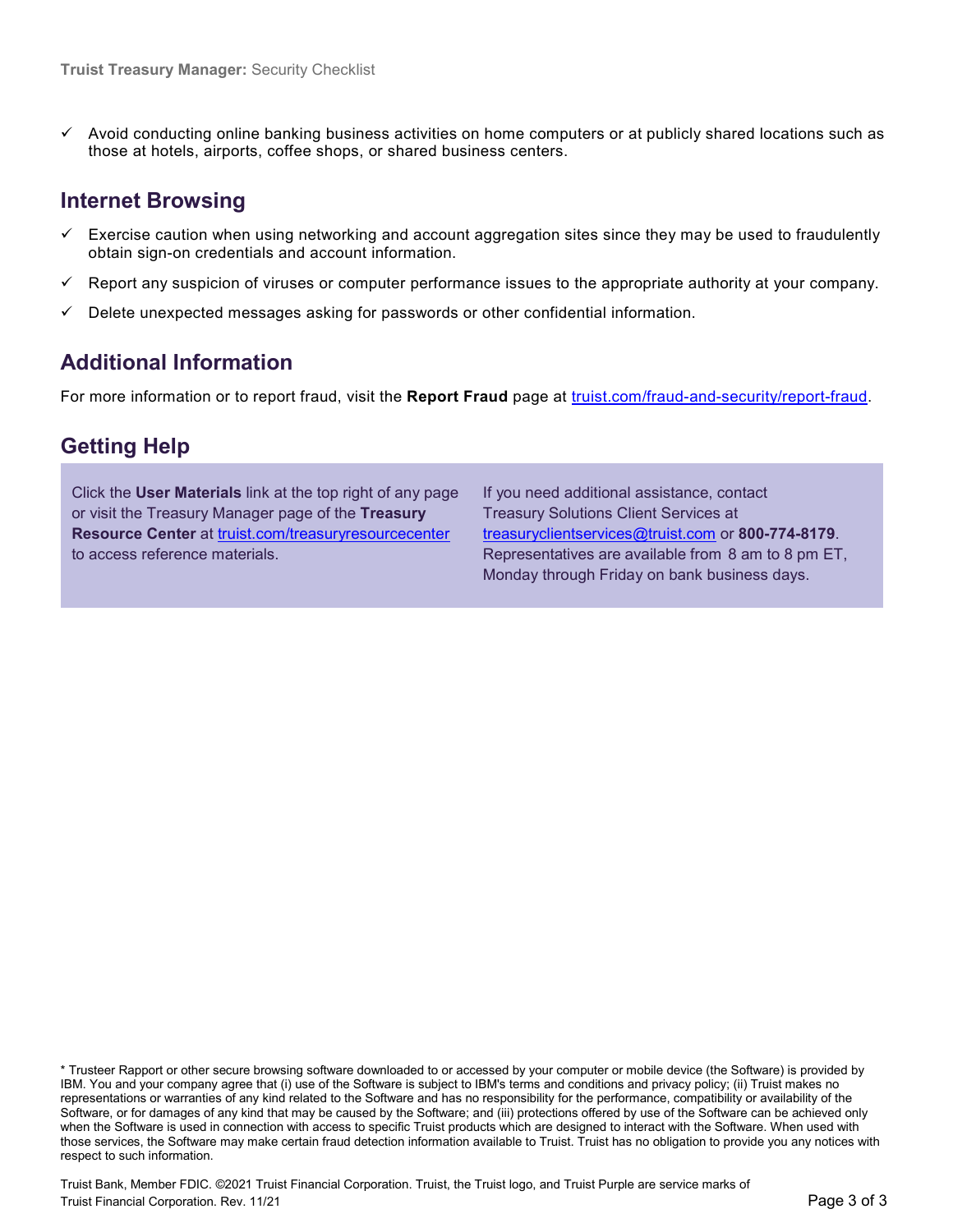- ✓ Avoid conducting online banking business activities on home computers or at publicly shared locations such as those at hotels, airports, coffee shops, or shared business centers.

## Internet Browsing

- ✓ Exercise caution when using networking and account aggregation sites since they may be used to fraudulently obtain sign-on credentials and account information.
- ✓ Report any suspicion of viruses or computer performance issues to the appropriate authority at your company.
- ✓ Delete unexpected messages asking for passwords or other confidential information.

## Additional Information

For more information or to report fraud, visit the **Report Fraud** page at truist.com/fraud-and-security/report-fraud.

## Getting Help

Click the **User Materials** link at the top right of any page or visit the Treasury Manager page of the **Treasury Resource Center** at truist.com/treasuryresourcecenter to access reference materials.

If you need additional assistance, contact Treasury Solutions Client Services at treasuryclientservices@truist.com or **800-774-8179**. Representatives are available from 8 am to 8 pm ET, Monday through Friday on bank business days.

* Trusteer Rapport or other secure browsing software downloaded to or accessed by your computer or mobile device (the Software) is provided by IBM. You and your company agree that (i) use of the Software is subject to IBM's terms and conditions and privacy policy; (ii) Truist makes no representations or warranties of any kind related to the Software and has no responsibility for the performance, compatibility or availability of the Software, or for damages of any kind that may be caused by the Software; and (iii) protections offered by use of the Software can be achieved only when the Software is used in connection with access to specific Truist products which are designed to interact with the Software. When used with those services, the Software may make certain fraud detection information available to Truist. Truist has no obligation to provide you any notices with respect to such information.

Truist Bank, Member FDIC. ©2021 Truist Financial Corporation. Truist, the Truist logo, and Truist Purple are service marks of Truist Financial Corporation. Rev. 11/21